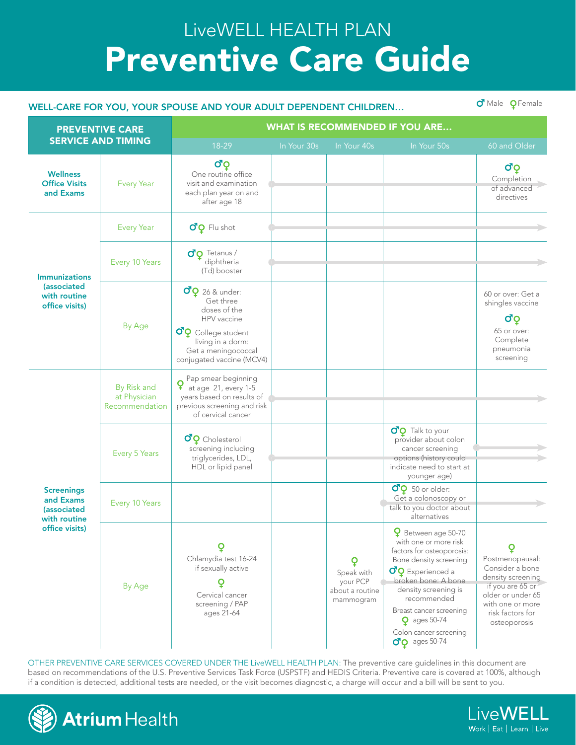# LiveWELL HEALTH PLAN

# Preventive Care Guide

**WELL-CARE FOR YOU, YOUR SPOUSE AND YOUR ADULT DEPENDENT CHILDREN…**

♂ Male ♀ Female

| PREVENTIVE CARE SERVICE AND TIMING | | WHAT IS RECOMMENDED IF YOU ARE… | | | | |
|---|---|---|---|---|---|---|
| | | 18-29 | In Your 30s | In Your 40s | In Your 50s | 60 and Older |
| **Wellness Office Visits and Exams** | Every Year | ♂♀ One routine office visit and examination each plan year on and after age 18 → | → | → | → | ♂♀ Completion of advanced directives → |
| **Immunizations (associated with routine office visits)** | Every Year | ♂♀ Flu shot → | → | → | → | → |
| | Every 10 Years | ♂♀ Tetanus / diphtheria (Td) booster → | → | → | → | → |
| | By Age | ♂♀ 26 & under: Get three doses of the HPV vaccine<br>♂♀ College student living in a dorm: Get a meningococcal conjugated vaccine (MCV4) | | | | 60 or over: Get a shingles vaccine<br>♂♀ 65 or over: Complete pneumonia screening |
| **Screenings and Exams (associated with routine office visits)** | By Risk and at Physician Recommendation | ♀ Pap smear beginning at age 21, every 1-5 years based on results of previous screening and risk of cervical cancer → | → | → | → | → |
| | Every 5 Years | ♂♀ Cholesterol screening including triglycerides, LDL, HDL or lipid panel → | → | → | ♂♀ Talk to your provider about colon cancer screening options (history could indicate need to start at younger age) → | → |
| | Every 10 Years | | | | ♂♀ 50 or older: Get a colonoscopy or talk to you doctor about alternatives → | → |
| | By Age | ♀ Chlamydia test 16-24 if sexually active<br>♀ Cervical cancer screening / PAP ages 21-64 | | ♀ Speak with your PCP about a routine mammogram | ♀ Between age 50-70 with one or more risk factors for osteoporosis: Bone density screening<br>♂♀ Experienced a broken bone: A bone density screening is recommended<br>Breast cancer screening ♀ ages 50-74<br>Colon cancer screening ♂♀ ages 50-74 | ♀ Postmenopausal: Consider a bone density screening if you are 65 or older or under 65 with one or more risk factors for osteoporosis |

OTHER PREVENTIVE CARE SERVICES COVERED UNDER THE LiveWELL HEALTH PLAN: The preventive care guidelines in this document are based on recommendations of the U.S. Preventive Services Task Force (USPSTF) and HEDIS Criteria. Preventive care is covered at 100%, although if a condition is detected, additional tests are needed, or the visit becomes diagnostic, a charge will occur and a bill will be sent to you.

Atrium Health

LiveWELL
Work | Eat | Learn | Live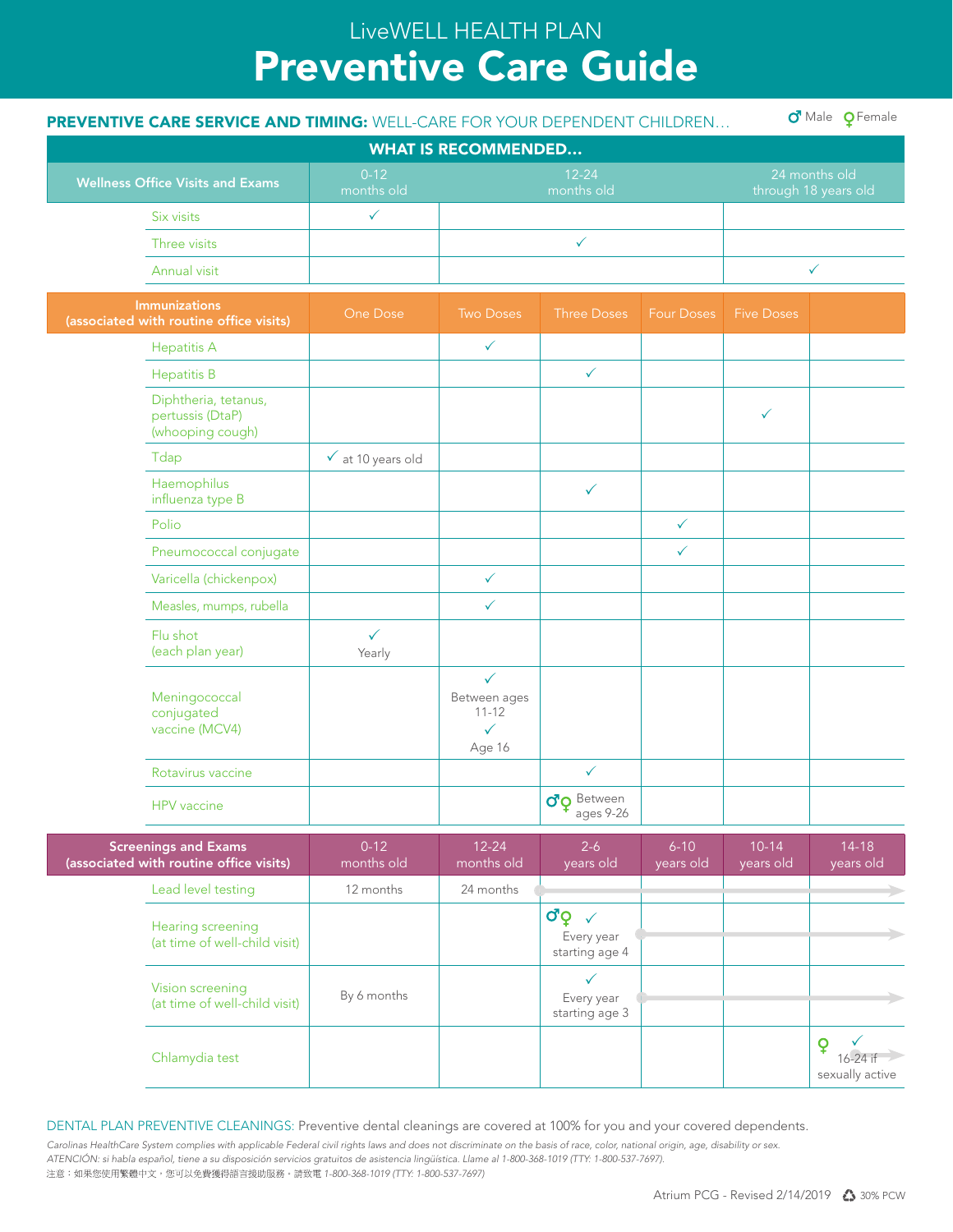# LiveWELL HEALTH PLAN

# Preventive Care Guide

**PREVENTIVE CARE SERVICE AND TIMING:** WELL-CARE FOR YOUR DEPENDENT CHILDREN…

♂ Male ♀ Female

## WHAT IS RECOMMENDED…

| Wellness Office Visits and Exams | 0-12 months old | 12-24 months old | 24 months old through 18 years old |
|---|---|---|---|
| Six visits | ✓ | | |
| Three visits | | ✓ | |
| Annual visit | | | ✓ |

| Immunizations (associated with routine office visits) | One Dose | Two Doses | Three Doses | Four Doses | Five Doses | |
|---|---|---|---|---|---|---|
| Hepatitis A | | ✓ | | | | |
| Hepatitis B | | | ✓ | | | |
| Diphtheria, tetanus, pertussis (DtaP) (whooping cough) | | | | | ✓ | |
| Tdap | ✓ at 10 years old | | | | | |
| Haemophilus influenza type B | | | ✓ | | | |
| Polio | | | | ✓ | | |
| Pneumococcal conjugate | | | | ✓ | | |
| Varicella (chickenpox) | | ✓ | | | | |
| Measles, mumps, rubella | | ✓ | | | | |
| Flu shot (each plan year) | ✓ Yearly | | | | | |
| Meningococcal conjugated vaccine (MCV4) | | ✓ Between ages 11-12 ✓ Age 16 | | | | |
| Rotavirus vaccine | | | ✓ | | | |
| HPV vaccine | | | ♂♀ Between ages 9-26 | | | |

| Screenings and Exams (associated with routine office visits) | 0-12 months old | 12-24 months old | 2-6 years old | 6-10 years old | 10-14 years old | 14-18 years old |
|---|---|---|---|---|---|---|
| Lead level testing | 12 months | 24 months | → | → | → | → |
| Hearing screening (at time of well-child visit) | | | ♂♀ ✓ Every year starting age 4 | → | → | → |
| Vision screening (at time of well-child visit) | By 6 months | | ✓ Every year starting age 3 | → | → | → |
| Chlamydia test | | | | | | ♀ ✓ 16-24 if sexually active |

DENTAL PLAN PREVENTIVE CLEANINGS: Preventive dental cleanings are covered at 100% for you and your covered dependents.

*Carolinas HealthCare System complies with applicable Federal civil rights laws and does not discriminate on the basis of race, color, national origin, age, disability or sex.*
*ATENCIÓN: si habla español, tiene a su disposición servicios gratuitos de asistencia lingüística. Llame al 1-800-368-1019 (TTY: 1-800-537-7697).*
注意：如果您使用繁體中文，您可以免費獲得語言援助服務。請致電 *1-800-368-1019 (TTY: 1-800-537-7697)*

Atrium PCG - Revised 2/14/2019 ♻ 30% PCW